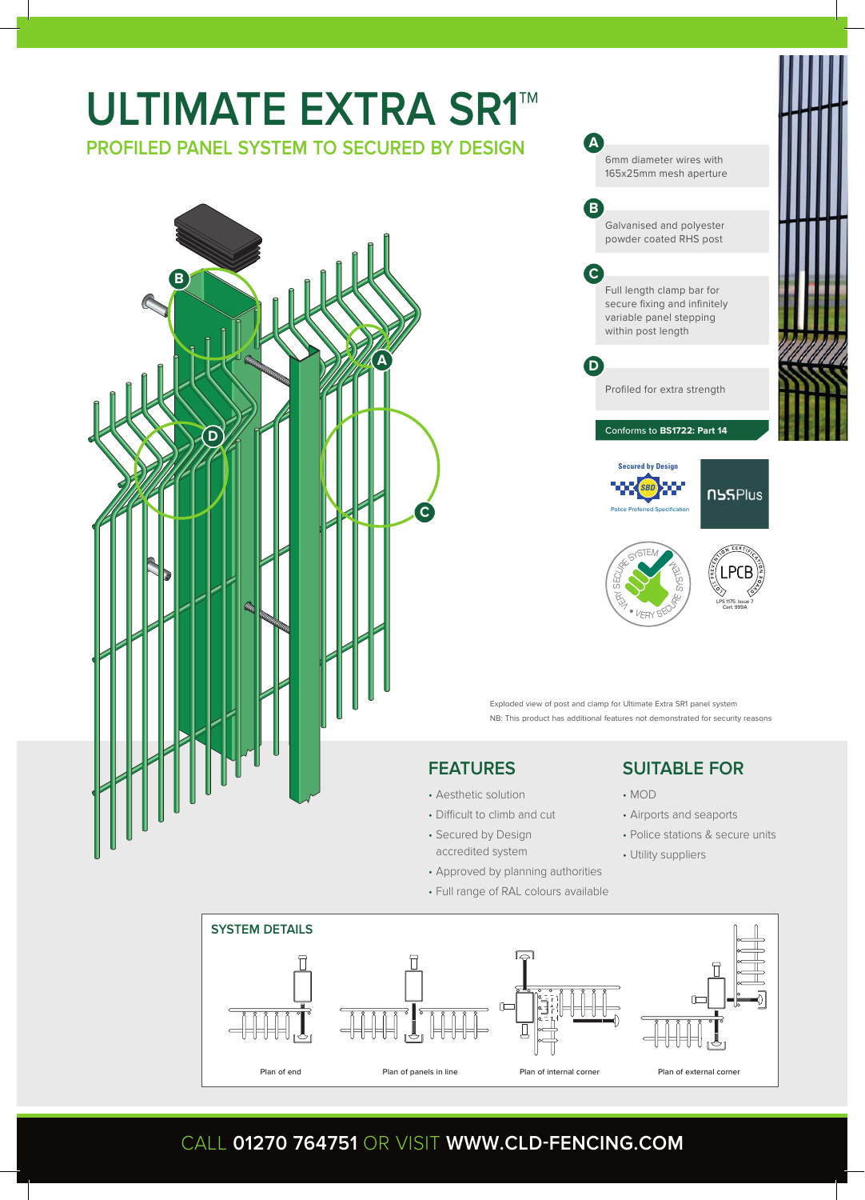# ULTIMATE EXTRA SR1™

## PROFILED PANEL SYSTEM TO SECURED BY DESIGN

**A** 6mm diameter wires with 165x25mm mesh aperture

**B** Galvanised and polyester powder coated RHS post

**C** Full length clamp bar for secure fixing and infinitely variable panel stepping within post length

**D** Profiled for extra strength

Conforms to **BS1722: Part 14**

Secured by Design

Police Preferred Specification

NSSPlus

VERY SECURE SYSTEM

LPCB

LPS 1175: Issue 7
Cert. 999A

Exploded view of post and clamp for Ultimate Extra SR1 panel system

NB: This product has additional features not demonstrated for security reasons

## FEATURES

- Aesthetic solution
- Difficult to climb and cut
- Secured by Design accredited system
- Approved by planning authorities
- Full range of RAL colours available

## SUITABLE FOR

- MOD
- Airports and seaports
- Police stations & secure units
- Utility suppliers

## SYSTEM DETAILS

Plan of end

Plan of panels in line

Plan of internal corner

Plan of external corner

CALL **01270 764751** OR VISIT **WWW.CLD-FENCING.COM**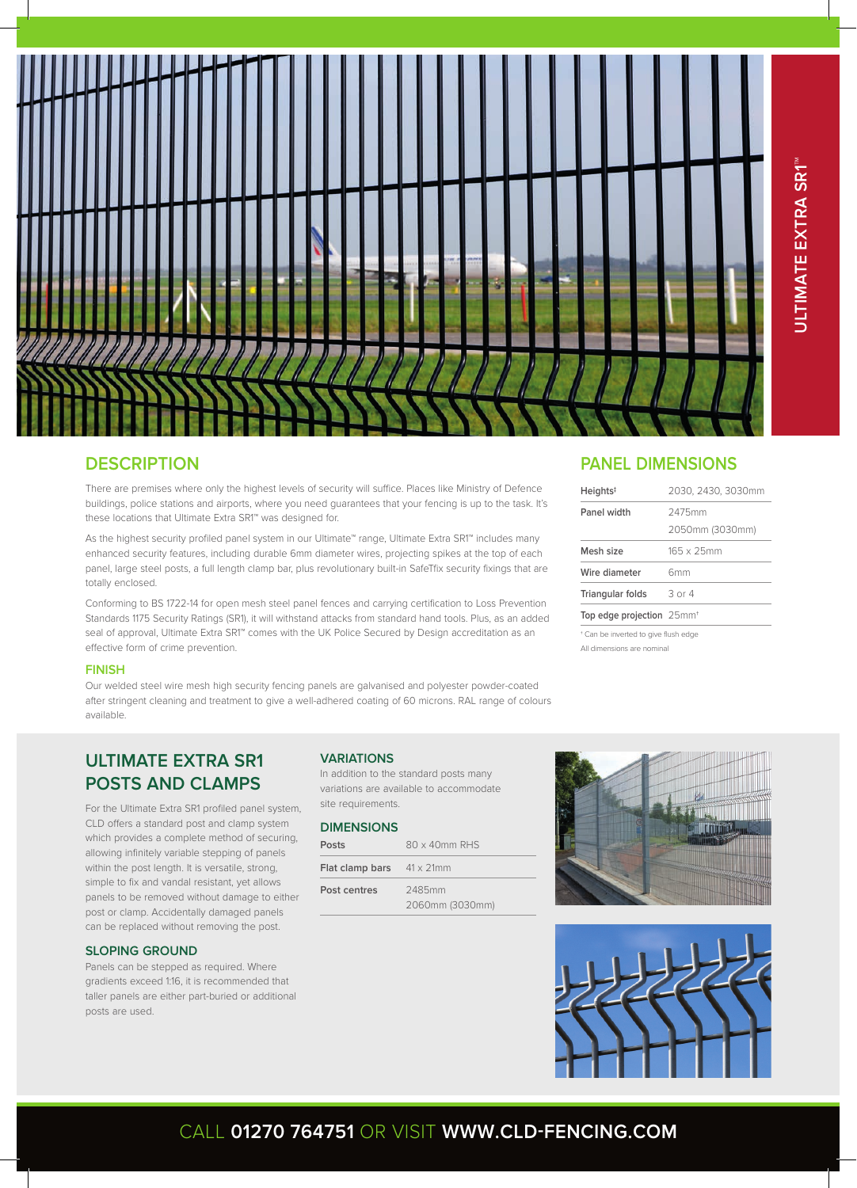ULTIMATE EXTRA SR1™

## DESCRIPTION

There are premises where only the highest levels of security will suffice. Places like Ministry of Defence buildings, police stations and airports, where you need guarantees that your fencing is up to the task. It's these locations that Ultimate Extra SR1™ was designed for.

As the highest security profiled panel system in our Ultimate™ range, Ultimate Extra SR1™ includes many enhanced security features, including durable 6mm diameter wires, projecting spikes at the top of each panel, large steel posts, a full length clamp bar, plus revolutionary built-in SafeTfix security fixings that are totally enclosed.

Conforming to BS 1722-14 for open mesh steel panel fences and carrying certification to Loss Prevention Standards 1175 Security Ratings (SR1), it will withstand attacks from standard hand tools. Plus, as an added seal of approval, Ultimate Extra SR1™ comes with the UK Police Secured by Design accreditation as an effective form of crime prevention.

### FINISH

Our welded steel wire mesh high security fencing panels are galvanised and polyester powder-coated after stringent cleaning and treatment to give a well-adhered coating of 60 microns. RAL range of colours available.

## PANEL DIMENSIONS

| | |
|---|---|
| Heights‡ | 2030, 2430, 3030mm |
| Panel width | 2475mm<br>2050mm (3030mm) |
| Mesh size | 165 x 25mm |
| Wire diameter | 6mm |
| Triangular folds | 3 or 4 |
| Top edge projection | 25mm† |

† Can be inverted to give flush edge

All dimensions are nominal

## ULTIMATE EXTRA SR1 POSTS AND CLAMPS

For the Ultimate Extra SR1 profiled panel system, CLD offers a standard post and clamp system which provides a complete method of securing, allowing infinitely variable stepping of panels within the post length. It is versatile, strong, simple to fix and vandal resistant, yet allows panels to be removed without damage to either post or clamp. Accidentally damaged panels can be replaced without removing the post.

### SLOPING GROUND

Panels can be stepped as required. Where gradients exceed 1:16, it is recommended that taller panels are either part-buried or additional posts are used.

### VARIATIONS

In addition to the standard posts many variations are available to accommodate site requirements.

### DIMENSIONS

| | |
|---|---|
| Posts | 80 x 40mm RHS |
| Flat clamp bars | 41 x 21mm |
| Post centres | 2485mm<br>2060mm (3030mm) |

CALL **01270 764751** OR VISIT **WWW.CLD-FENCING.COM**